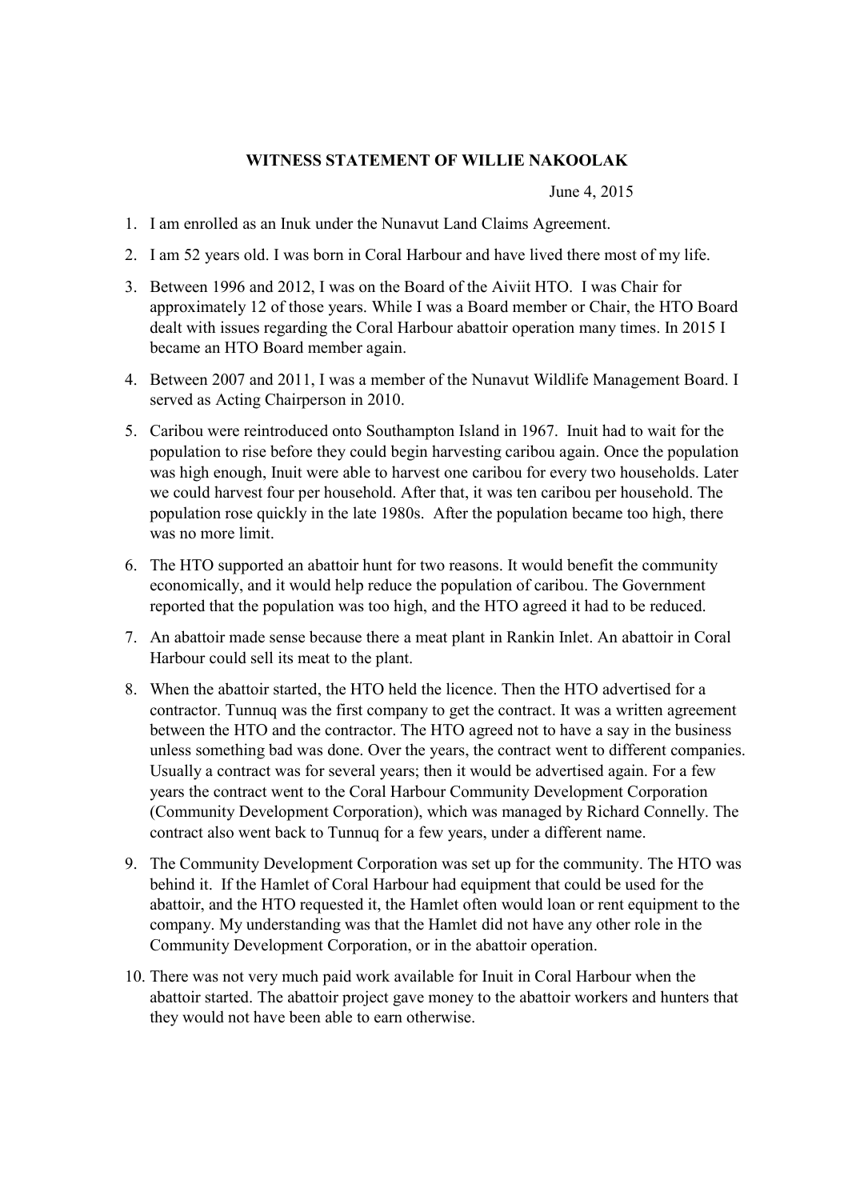**WITNESS STATEMENT OF WILLIE NAKOOLAK**

June 4, 2015

1. I am enrolled as an Inuk under the Nunavut Land Claims Agreement.
2. I am 52 years old. I was born in Coral Harbour and have lived there most of my life.
3. Between 1996 and 2012, I was on the Board of the Aiviit HTO. I was Chair for approximately 12 of those years. While I was a Board member or Chair, the HTO Board dealt with issues regarding the Coral Harbour abattoir operation many times. In 2015 I became an HTO Board member again.
4. Between 2007 and 2011, I was a member of the Nunavut Wildlife Management Board. I served as Acting Chairperson in 2010.
5. Caribou were reintroduced onto Southampton Island in 1967. Inuit had to wait for the population to rise before they could begin harvesting caribou again. Once the population was high enough, Inuit were able to harvest one caribou for every two households. Later we could harvest four per household. After that, it was ten caribou per household. The population rose quickly in the late 1980s. After the population became too high, there was no more limit.
6. The HTO supported an abattoir hunt for two reasons. It would benefit the community economically, and it would help reduce the population of caribou. The Government reported that the population was too high, and the HTO agreed it had to be reduced.
7. An abattoir made sense because there a meat plant in Rankin Inlet. An abattoir in Coral Harbour could sell its meat to the plant.
8. When the abattoir started, the HTO held the licence. Then the HTO advertised for a contractor. Tunnuq was the first company to get the contract. It was a written agreement between the HTO and the contractor. The HTO agreed not to have a say in the business unless something bad was done. Over the years, the contract went to different companies. Usually a contract was for several years; then it would be advertised again. For a few years the contract went to the Coral Harbour Community Development Corporation (Community Development Corporation), which was managed by Richard Connelly. The contract also went back to Tunnuq for a few years, under a different name.
9. The Community Development Corporation was set up for the community. The HTO was behind it. If the Hamlet of Coral Harbour had equipment that could be used for the abattoir, and the HTO requested it, the Hamlet often would loan or rent equipment to the company. My understanding was that the Hamlet did not have any other role in the Community Development Corporation, or in the abattoir operation.
10. There was not very much paid work available for Inuit in Coral Harbour when the abattoir started. The abattoir project gave money to the abattoir workers and hunters that they would not have been able to earn otherwise.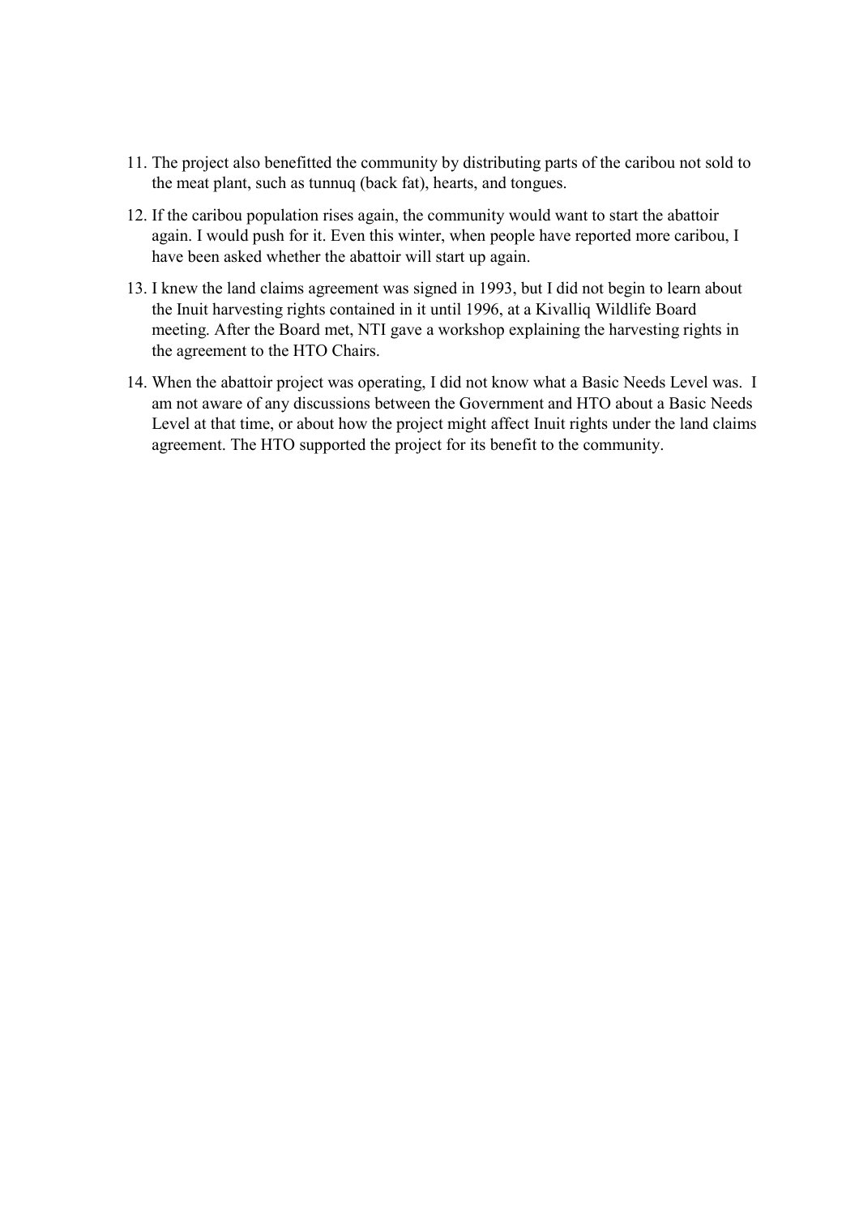11. The project also benefitted the community by distributing parts of the caribou not sold to the meat plant, such as tunnuq (back fat), hearts, and tongues.

12. If the caribou population rises again, the community would want to start the abattoir again. I would push for it. Even this winter, when people have reported more caribou, I have been asked whether the abattoir will start up again.

13. I knew the land claims agreement was signed in 1993, but I did not begin to learn about the Inuit harvesting rights contained in it until 1996, at a Kivalliq Wildlife Board meeting. After the Board met, NTI gave a workshop explaining the harvesting rights in the agreement to the HTO Chairs.

14. When the abattoir project was operating, I did not know what a Basic Needs Level was. I am not aware of any discussions between the Government and HTO about a Basic Needs Level at that time, or about how the project might affect Inuit rights under the land claims agreement. The HTO supported the project for its benefit to the community.